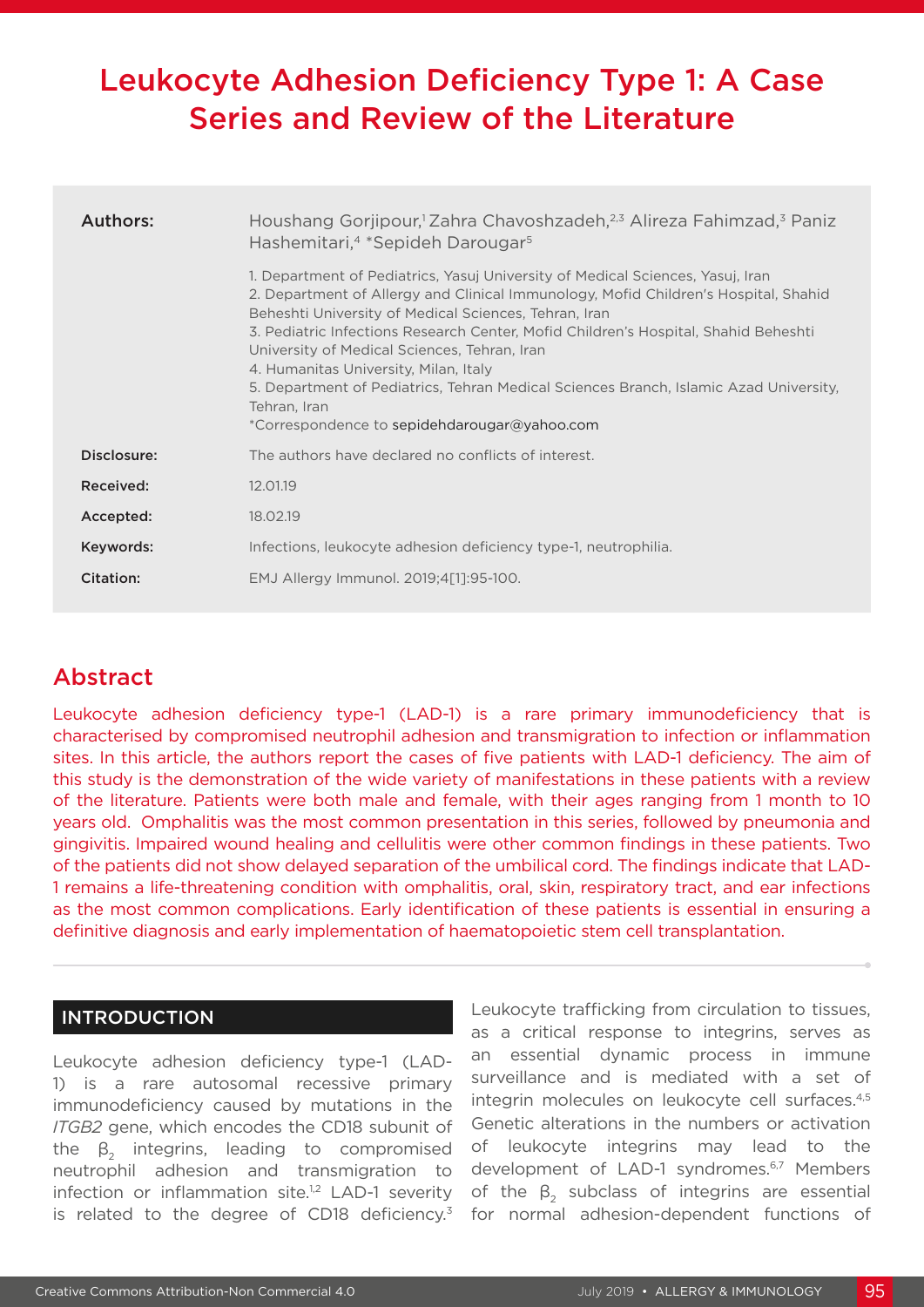# Leukocyte Adhesion Deficiency Type 1: A Case Series and Review of the Literature

| | |
|---|---|
| **Authors:** | Houshang Gorjipour,[1] Zahra Chavoshzadeh,[2,3] Alireza Fahimzad,[3] Paniz Hashemitari,[4] *Sepideh Darougar[5]<br><br>1. Department of Pediatrics, Yasuj University of Medical Sciences, Yasuj, Iran<br>2. Department of Allergy and Clinical Immunology, Mofid Children's Hospital, Shahid Beheshti University of Medical Sciences, Tehran, Iran<br>3. Pediatric Infections Research Center, Mofid Children's Hospital, Shahid Beheshti University of Medical Sciences, Tehran, Iran<br>4. Humanitas University, Milan, Italy<br>5. Department of Pediatrics, Tehran Medical Sciences Branch, Islamic Azad University, Tehran, Iran<br>*Correspondence to sepidehdarougar@yahoo.com |
| **Disclosure:** | The authors have declared no conflicts of interest. |
| **Received:** | 12.01.19 |
| **Accepted:** | 18.02.19 |
| **Keywords:** | Infections, leukocyte adhesion deficiency type-1, neutrophilia. |
| **Citation:** | EMJ Allergy Immunol. 2019;4[1]:95-100. |

## Abstract

Leukocyte adhesion deficiency type-1 (LAD-1) is a rare primary immunodeficiency that is characterised by compromised neutrophil adhesion and transmigration to infection or inflammation sites. In this article, the authors report the cases of five patients with LAD-1 deficiency. The aim of this study is the demonstration of the wide variety of manifestations in these patients with a review of the literature. Patients were both male and female, with their ages ranging from 1 month to 10 years old. Omphalitis was the most common presentation in this series, followed by pneumonia and gingivitis. Impaired wound healing and cellulitis were other common findings in these patients. Two of the patients did not show delayed separation of the umbilical cord. The findings indicate that LAD-1 remains a life-threatening condition with omphalitis, oral, skin, respiratory tract, and ear infections as the most common complications. Early identification of these patients is essential in ensuring a definitive diagnosis and early implementation of haematopoietic stem cell transplantation.

## INTRODUCTION

Leukocyte adhesion deficiency type-1 (LAD-1) is a rare autosomal recessive primary immunodeficiency caused by mutations in the *ITGB2* gene, which encodes the CD18 subunit of the $\beta_2$ integrins, leading to compromised neutrophil adhesion and transmigration to infection or inflammation site.[1,2] LAD-1 severity is related to the degree of CD18 deficiency.[3] Leukocyte trafficking from circulation to tissues, as a critical response to integrins, serves as an essential dynamic process in immune surveillance and is mediated with a set of integrin molecules on leukocyte cell surfaces.[4,5] Genetic alterations in the numbers or activation of leukocyte integrins may lead to the development of LAD-1 syndromes.[6,7] Members of the $\beta_2$ subclass of integrins are essential for normal adhesion-dependent functions of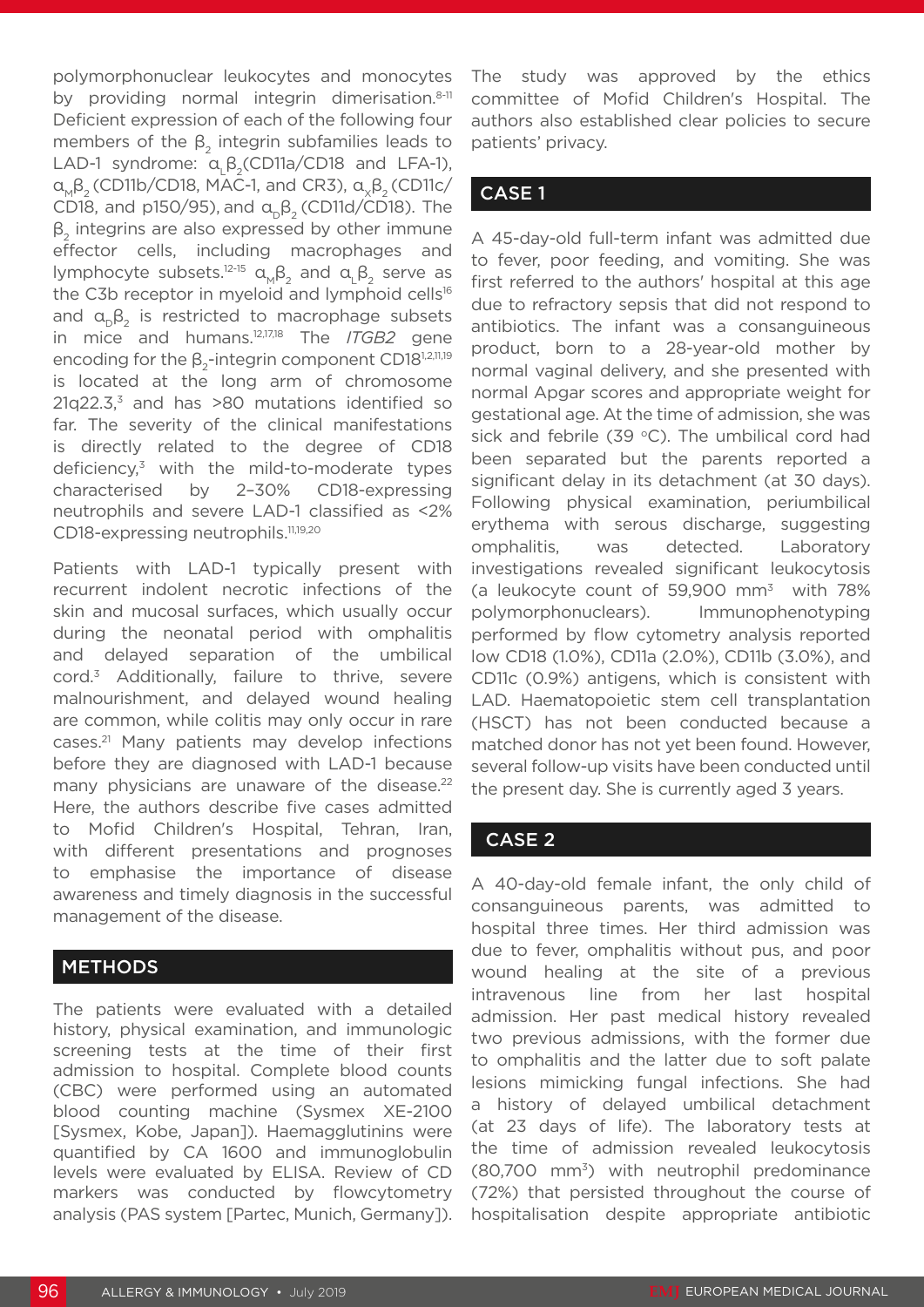polymorphonuclear leukocytes and monocytes by providing normal integrin dimerisation.[8-11] Deficient expression of each of the following four members of the $\beta_2$ integrin subfamilies leads to LAD-1 syndrome: $\alpha_L\beta_2$(CD11a/CD18 and LFA-1), $\alpha_M\beta_2$ (CD11b/CD18, MAC-1, and CR3), $\alpha_X\beta_2$ (CD11c/CD18, and p150/95), and $\alpha_D\beta_2$ (CD11d/CD18). The $\beta_2$ integrins are also expressed by other immune effector cells, including macrophages and lymphocyte subsets.[12-15] $\alpha_M\beta_2$ and $\alpha_L\beta_2$ serve as the C3b receptor in myeloid and lymphoid cells[16] and $\alpha_D\beta_2$ is restricted to macrophage subsets in mice and humans.[12,17,18] The *ITGB2* gene encoding for the $\beta_2$-integrin component CD18[1,2,11,19] is located at the long arm of chromosome 21q22.3,[3] and has >80 mutations identified so far. The severity of the clinical manifestations is directly related to the degree of CD18 deficiency,[3] with the mild-to-moderate types characterised by 2–30% CD18-expressing neutrophils and severe LAD-1 classified as <2% CD18-expressing neutrophils.[11,19,20]

Patients with LAD-1 typically present with recurrent indolent necrotic infections of the skin and mucosal surfaces, which usually occur during the neonatal period with omphalitis and delayed separation of the umbilical cord.[3] Additionally, failure to thrive, severe malnourishment, and delayed wound healing are common, while colitis may only occur in rare cases.[21] Many patients may develop infections before they are diagnosed with LAD-1 because many physicians are unaware of the disease.[22] Here, the authors describe five cases admitted to Mofid Children's Hospital, Tehran, Iran, with different presentations and prognoses to emphasise the importance of disease awareness and timely diagnosis in the successful management of the disease.

## METHODS

The patients were evaluated with a detailed history, physical examination, and immunologic screening tests at the time of their first admission to hospital. Complete blood counts (CBC) were performed using an automated blood counting machine (Sysmex XE-2100 [Sysmex, Kobe, Japan]). Haemagglutinins were quantified by CA 1600 and immunoglobulin levels were evaluated by ELISA. Review of CD markers was conducted by flowcytometry analysis (PAS system [Partec, Munich, Germany]). The study was approved by the ethics committee of Mofid Children's Hospital. The authors also established clear policies to secure patients' privacy.

## CASE 1

A 45-day-old full-term infant was admitted due to fever, poor feeding, and vomiting. She was first referred to the authors' hospital at this age due to refractory sepsis that did not respond to antibiotics. The infant was a consanguineous product, born to a 28-year-old mother by normal vaginal delivery, and she presented with normal Apgar scores and appropriate weight for gestational age. At the time of admission, she was sick and febrile (39 °C). The umbilical cord had been separated but the parents reported a significant delay in its detachment (at 30 days). Following physical examination, periumbilical erythema with serous discharge, suggesting omphalitis, was detected. Laboratory investigations revealed significant leukocytosis (a leukocyte count of 59,900 $mm^3$ with 78% polymorphonuclears). Immunophenotyping performed by flow cytometry analysis reported low CD18 (1.0%), CD11a (2.0%), CD11b (3.0%), and CD11c (0.9%) antigens, which is consistent with LAD. Haematopoietic stem cell transplantation (HSCT) has not been conducted because a matched donor has not yet been found. However, several follow-up visits have been conducted until the present day. She is currently aged 3 years.

## CASE 2

A 40-day-old female infant, the only child of consanguineous parents, was admitted to hospital three times. Her third admission was due to fever, omphalitis without pus, and poor wound healing at the site of a previous intravenous line from her last hospital admission. Her past medical history revealed two previous admissions, with the former due to omphalitis and the latter due to soft palate lesions mimicking fungal infections. She had a history of delayed umbilical detachment (at 23 days of life). The laboratory tests at the time of admission revealed leukocytosis (80,700 $mm^3$) with neutrophil predominance (72%) that persisted throughout the course of hospitalisation despite appropriate antibiotic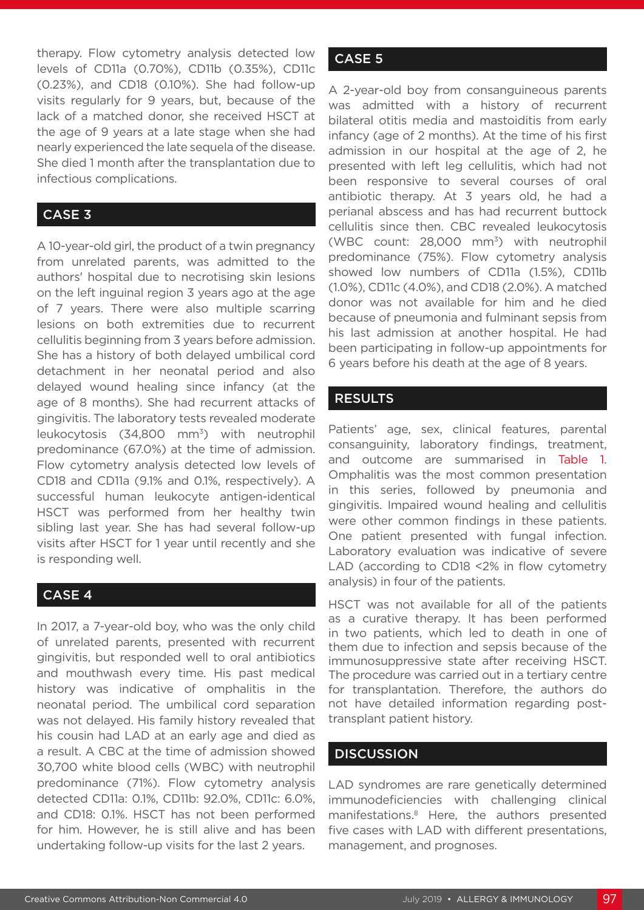therapy. Flow cytometry analysis detected low levels of CD11a (0.70%), CD11b (0.35%), CD11c (0.23%), and CD18 (0.10%). She had follow-up visits regularly for 9 years, but, because of the lack of a matched donor, she received HSCT at the age of 9 years at a late stage when she had nearly experienced the late sequela of the disease. She died 1 month after the transplantation due to infectious complications.

## CASE 3

A 10-year-old girl, the product of a twin pregnancy from unrelated parents, was admitted to the authors' hospital due to necrotising skin lesions on the left inguinal region 3 years ago at the age of 7 years. There were also multiple scarring lesions on both extremities due to recurrent cellulitis beginning from 3 years before admission. She has a history of both delayed umbilical cord detachment in her neonatal period and also delayed wound healing since infancy (at the age of 8 months). She had recurrent attacks of gingivitis. The laboratory tests revealed moderate leukocytosis (34,800 $mm^3$) with neutrophil predominance (67.0%) at the time of admission. Flow cytometry analysis detected low levels of CD18 and CD11a (9.1% and 0.1%, respectively). A successful human leukocyte antigen-identical HSCT was performed from her healthy twin sibling last year. She has had several follow-up visits after HSCT for 1 year until recently and she is responding well.

## CASE 4

In 2017, a 7-year-old boy, who was the only child of unrelated parents, presented with recurrent gingivitis, but responded well to oral antibiotics and mouthwash every time. His past medical history was indicative of omphalitis in the neonatal period. The umbilical cord separation was not delayed. His family history revealed that his cousin had LAD at an early age and died as a result. A CBC at the time of admission showed 30,700 white blood cells (WBC) with neutrophil predominance (71%). Flow cytometry analysis detected CD11a: 0.1%, CD11b: 92.0%, CD11c: 6.0%, and CD18: 0.1%. HSCT has not been performed for him. However, he is still alive and has been undertaking follow-up visits for the last 2 years.

## CASE 5

A 2-year-old boy from consanguineous parents was admitted with a history of recurrent bilateral otitis media and mastoiditis from early infancy (age of 2 months). At the time of his first admission in our hospital at the age of 2, he presented with left leg cellulitis, which had not been responsive to several courses of oral antibiotic therapy. At 3 years old, he had a perianal abscess and has had recurrent buttock cellulitis since then. CBC revealed leukocytosis (WBC count: 28,000 $mm^3$) with neutrophil predominance (75%). Flow cytometry analysis showed low numbers of CD11a (1.5%), CD11b (1.0%), CD11c (4.0%), and CD18 (2.0%). A matched donor was not available for him and he died because of pneumonia and fulminant sepsis from his last admission at another hospital. He had been participating in follow-up appointments for 6 years before his death at the age of 8 years.

## RESULTS

Patients' age, sex, clinical features, parental consanguinity, laboratory findings, treatment, and outcome are summarised in Table 1. Omphalitis was the most common presentation in this series, followed by pneumonia and gingivitis. Impaired wound healing and cellulitis were other common findings in these patients. One patient presented with fungal infection. Laboratory evaluation was indicative of severe LAD (according to CD18 <2% in flow cytometry analysis) in four of the patients.

HSCT was not available for all of the patients as a curative therapy. It has been performed in two patients, which led to death in one of them due to infection and sepsis because of the immunosuppressive state after receiving HSCT. The procedure was carried out in a tertiary centre for transplantation. Therefore, the authors do not have detailed information regarding post-transplant patient history.

## DISCUSSION

LAD syndromes are rare genetically determined immunodeficiencies with challenging clinical manifestations.[8] Here, the authors presented five cases with LAD with different presentations, management, and prognoses.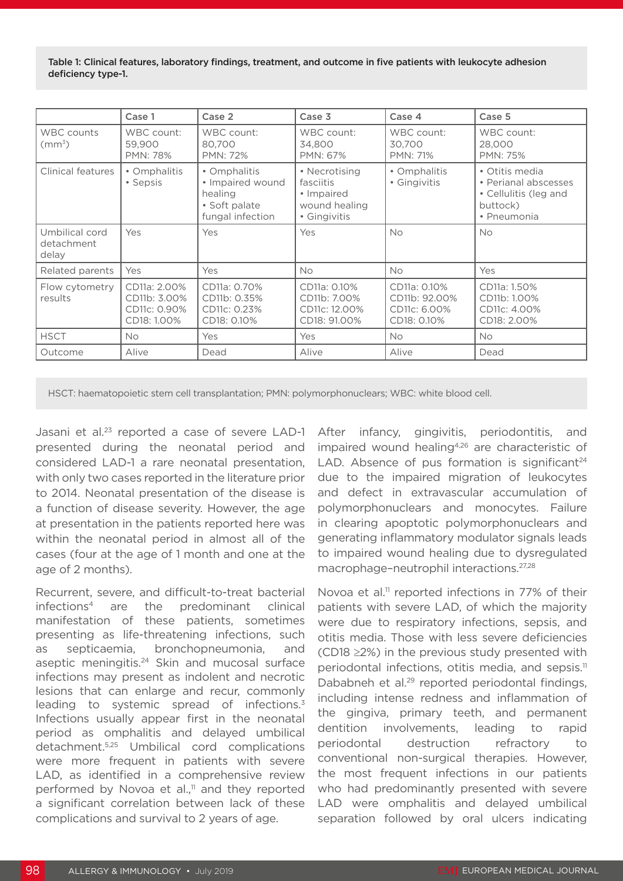Table 1: Clinical features, laboratory findings, treatment, and outcome in five patients with leukocyte adhesion deficiency type-1.

| | Case 1 | Case 2 | Case 3 | Case 4 | Case 5 |
|---|---|---|---|---|---|
| WBC counts ($mm^3$) | WBC count: 59,900 PMN: 78% | WBC count: 80,700 PMN: 72% | WBC count: 34,800 PMN: 67% | WBC count: 30,700 PMN: 71% | WBC count: 28,000 PMN: 75% |
| Clinical features | • Omphalitis • Sepsis | • Omphalitis • Impaired wound healing • Soft palate fungal infection | • Necrotising fasciitis • Impaired wound healing • Gingivitis | • Omphalitis • Gingivitis | • Otitis media • Perianal abscesses • Cellulitis (leg and buttock) • Pneumonia |
| Umbilical cord detachment delay | Yes | Yes | Yes | No | No |
| Related parents | Yes | Yes | No | No | Yes |
| Flow cytometry results | CD11a: 2.00% CD11b: 3.00% CD11c: 0.90% CD18: 1.00% | CD11a: 0.70% CD11b: 0.35% CD11c: 0.23% CD18: 0.10% | CD11a: 0.10% CD11b: 7.00% CD11c: 12.00% CD18: 91.00% | CD11a: 0.10% CD11b: 92.00% CD11c: 6.00% CD18: 0.10% | CD11a: 1.50% CD11b: 1.00% CD11c: 4.00% CD18: 2.00% |
| HSCT | No | Yes | Yes | No | No |
| Outcome | Alive | Dead | Alive | Alive | Dead |

HSCT: haematopoietic stem cell transplantation; PMN: polymorphonuclears; WBC: white blood cell.

Jasani et al.[23] reported a case of severe LAD-1 presented during the neonatal period and considered LAD-1 a rare neonatal presentation, with only two cases reported in the literature prior to 2014. Neonatal presentation of the disease is a function of disease severity. However, the age at presentation in the patients reported here was within the neonatal period in almost all of the cases (four at the age of 1 month and one at the age of 2 months).

Recurrent, severe, and difficult-to-treat bacterial infections[4] are the predominant clinical manifestation of these patients, sometimes presenting as life-threatening infections, such as septicaemia, bronchopneumonia, and aseptic meningitis.[24] Skin and mucosal surface infections may present as indolent and necrotic lesions that can enlarge and recur, commonly leading to systemic spread of infections.[3] Infections usually appear first in the neonatal period as omphalitis and delayed umbilical detachment.[5,25] Umbilical cord complications were more frequent in patients with severe LAD, as identified in a comprehensive review performed by Novoa et al.,[11] and they reported a significant correlation between lack of these complications and survival to 2 years of age.

After infancy, gingivitis, periodontitis, and impaired wound healing[4,26] are characteristic of LAD. Absence of pus formation is significant[24] due to the impaired migration of leukocytes and defect in extravascular accumulation of polymorphonuclears and monocytes. Failure in clearing apoptotic polymorphonuclears and generating inflammatory modulator signals leads to impaired wound healing due to dysregulated macrophage–neutrophil interactions.[27,28]

Novoa et al.[11] reported infections in 77% of their patients with severe LAD, of which the majority were due to respiratory infections, sepsis, and otitis media. Those with less severe deficiencies (CD18 ≥2%) in the previous study presented with periodontal infections, otitis media, and sepsis.[11] Dababneh et al.[29] reported periodontal findings, including intense redness and inflammation of the gingiva, primary teeth, and permanent dentition involvements, leading to rapid periodontal destruction refractory to conventional non-surgical therapies. However, the most frequent infections in our patients who had predominantly presented with severe LAD were omphalitis and delayed umbilical separation followed by oral ulcers indicating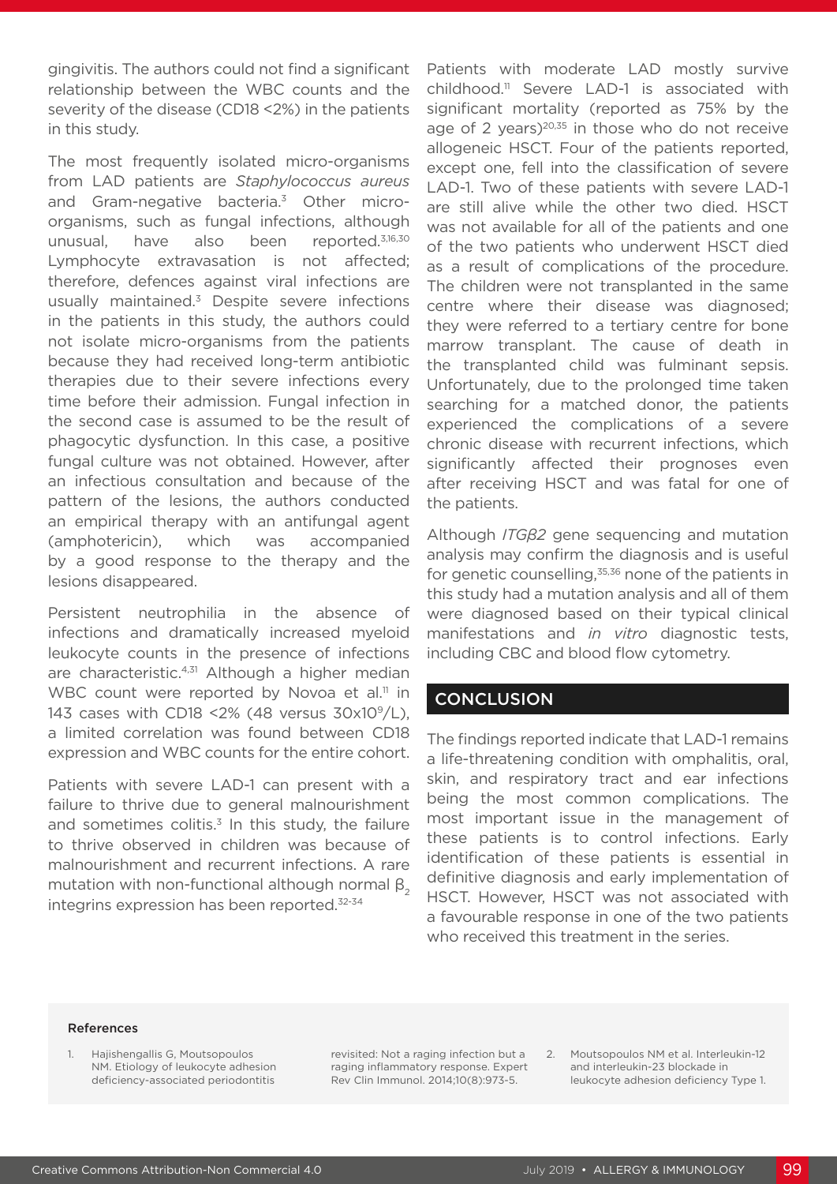gingivitis. The authors could not find a significant relationship between the WBC counts and the severity of the disease (CD18 <2%) in the patients in this study.

The most frequently isolated micro-organisms from LAD patients are *Staphylococcus aureus* and Gram-negative bacteria.[3] Other micro-organisms, such as fungal infections, although unusual, have also been reported.[3,16,30] Lymphocyte extravasation is not affected; therefore, defences against viral infections are usually maintained.[3] Despite severe infections in the patients in this study, the authors could not isolate micro-organisms from the patients because they had received long-term antibiotic therapies due to their severe infections every time before their admission. Fungal infection in the second case is assumed to be the result of phagocytic dysfunction. In this case, a positive fungal culture was not obtained. However, after an infectious consultation and because of the pattern of the lesions, the authors conducted an empirical therapy with an antifungal agent (amphotericin), which was accompanied by a good response to the therapy and the lesions disappeared.

Persistent neutrophilia in the absence of infections and dramatically increased myeloid leukocyte counts in the presence of infections are characteristic.[4,31] Although a higher median WBC count were reported by Novoa et al.[11] in 143 cases with CD18 <2% (48 versus 30x$10^9$/L), a limited correlation was found between CD18 expression and WBC counts for the entire cohort.

Patients with severe LAD-1 can present with a failure to thrive due to general malnourishment and sometimes colitis.[3] In this study, the failure to thrive observed in children was because of malnourishment and recurrent infections. A rare mutation with non-functional although normal $\beta_2$ integrins expression has been reported.[32-34]

Patients with moderate LAD mostly survive childhood.[11] Severe LAD-1 is associated with significant mortality (reported as 75% by the age of 2 years)[20,35] in those who do not receive allogeneic HSCT. Four of the patients reported, except one, fell into the classification of severe LAD-1. Two of these patients with severe LAD-1 are still alive while the other two died. HSCT was not available for all of the patients and one of the two patients who underwent HSCT died as a result of complications of the procedure. The children were not transplanted in the same centre where their disease was diagnosed; they were referred to a tertiary centre for bone marrow transplant. The cause of death in the transplanted child was fulminant sepsis. Unfortunately, due to the prolonged time taken searching for a matched donor, the patients experienced the complications of a severe chronic disease with recurrent infections, which significantly affected their prognoses even after receiving HSCT and was fatal for one of the patients.

Although *ITGβ2* gene sequencing and mutation analysis may confirm the diagnosis and is useful for genetic counselling,[35,36] none of the patients in this study had a mutation analysis and all of them were diagnosed based on their typical clinical manifestations and *in vitro* diagnostic tests, including CBC and blood flow cytometry.

## CONCLUSION

The findings reported indicate that LAD-1 remains a life-threatening condition with omphalitis, oral, skin, and respiratory tract and ear infections being the most common complications. The most important issue in the management of these patients is to control infections. Early identification of these patients is essential in definitive diagnosis and early implementation of HSCT. However, HSCT was not associated with a favourable response in one of the two patients who received this treatment in the series.

### References

1. Hajishengallis G, Moutsopoulos NM. Etiology of leukocyte adhesion deficiency-associated periodontitis revisited: Not a raging infection but a raging inflammatory response. Expert Rev Clin Immunol. 2014;10(8):973-5.
2. Moutsopoulos NM et al. Interleukin-12 and interleukin-23 blockade in leukocyte adhesion deficiency Type 1.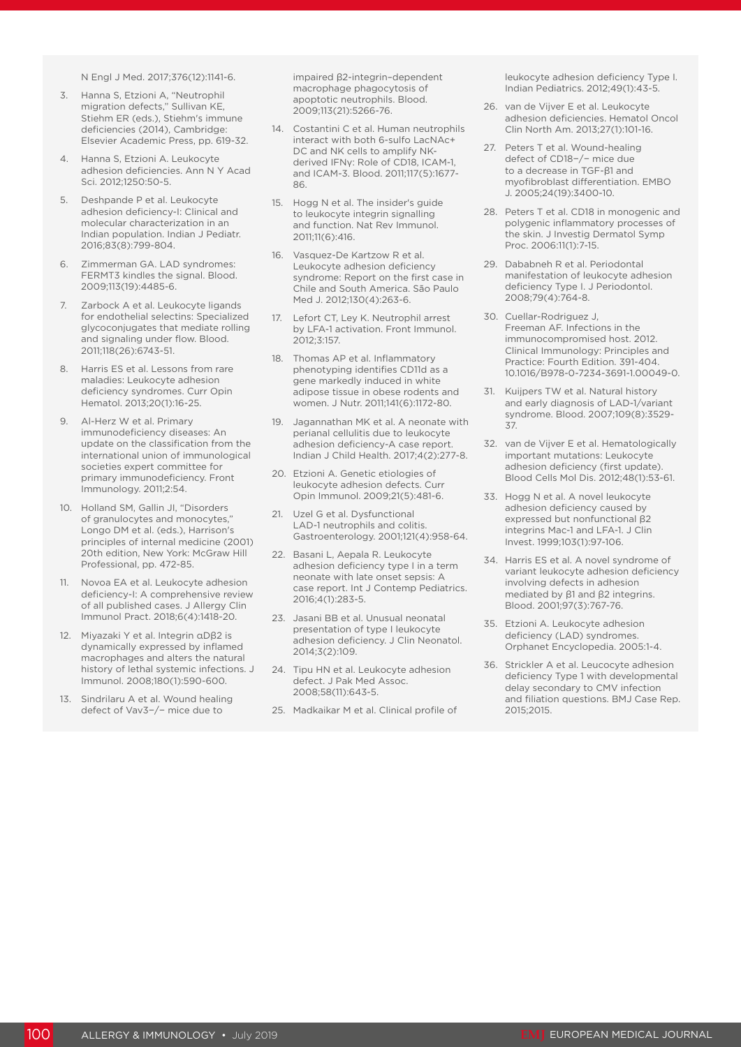N Engl J Med. 2017;376(12):1141-6.

3. Hanna S, Etzioni A, "Neutrophil migration defects," Sullivan KE, Stiehm ER (eds.), Stiehm's immune deficiencies (2014), Cambridge: Elsevier Academic Press, pp. 619-32.
4. Hanna S, Etzioni A. Leukocyte adhesion deficiencies. Ann N Y Acad Sci. 2012;1250:50-5.
5. Deshpande P et al. Leukocyte adhesion deficiency-I: Clinical and molecular characterization in an Indian population. Indian J Pediatr. 2016;83(8):799-804.
6. Zimmerman GA. LAD syndromes: FERMT3 kindles the signal. Blood. 2009;113(19):4485-6.
7. Zarbock A et al. Leukocyte ligands for endothelial selectins: Specialized glycoconjugates that mediate rolling and signaling under flow. Blood. 2011;118(26):6743-51.
8. Harris ES et al. Lessons from rare maladies: Leukocyte adhesion deficiency syndromes. Curr Opin Hematol. 2013;20(1):16-25.
9. Al-Herz W et al. Primary immunodeficiency diseases: An update on the classification from the international union of immunological societies expert committee for primary immunodeficiency. Front Immunology. 2011;2:54.
10. Holland SM, Gallin JI, "Disorders of granulocytes and monocytes," Longo DM et al. (eds.), Harrison's principles of internal medicine (2001) 20th edition, New York: McGraw Hill Professional, pp. 472-85.
11. Novoa EA et al. Leukocyte adhesion deficiency-I: A comprehensive review of all published cases. J Allergy Clin Immunol Pract. 2018;6(4):1418-20.
12. Miyazaki Y et al. Integrin αDβ2 is dynamically expressed by inflamed macrophages and alters the natural history of lethal systemic infections. J Immunol. 2008;180(1):590-600.
13. Sindrilaru A et al. Wound healing defect of Vav3−/− mice due to impaired β2-integrin–dependent macrophage phagocytosis of apoptotic neutrophils. Blood. 2009;113(21):5266-76.
14. Costantini C et al. Human neutrophils interact with both 6-sulfo LacNAc+ DC and NK cells to amplify NK-derived IFNγ: Role of CD18, ICAM-1, and ICAM-3. Blood. 2011;117(5):1677-86.
15. Hogg N et al. The insider's guide to leukocyte integrin signalling and function. Nat Rev Immunol. 2011;11(6):416.
16. Vasquez-De Kartzow R et al. Leukocyte adhesion deficiency syndrome: Report on the first case in Chile and South America. São Paulo Med J. 2012;130(4):263-6.
17. Lefort CT, Ley K. Neutrophil arrest by LFA-1 activation. Front Immunol. 2012;3:157.
18. Thomas AP et al. Inflammatory phenotyping identifies CD11d as a gene markedly induced in white adipose tissue in obese rodents and women. J Nutr. 2011;141(6):1172-80.
19. Jagannathan MK et al. A neonate with perianal cellulitis due to leukocyte adhesion deficiency-A case report. Indian J Child Health. 2017;4(2):277-8.
20. Etzioni A. Genetic etiologies of leukocyte adhesion defects. Curr Opin Immunol. 2009;21(5):481-6.
21. Uzel G et al. Dysfunctional LAD-1 neutrophils and colitis. Gastroenterology. 2001;121(4):958-64.
22. Basani L, Aepala R. Leukocyte adhesion deficiency type I in a term neonate with late onset sepsis: A case report. Int J Contemp Pediatrics. 2016;4(1):283-5.
23. Jasani BB et al. Unusual neonatal presentation of type I leukocyte adhesion deficiency. J Clin Neonatol. 2014;3(2):109.
24. Tipu HN et al. Leukocyte adhesion defect. J Pak Med Assoc. 2008;58(11):643-5.
25. Madkaikar M et al. Clinical profile of leukocyte adhesion deficiency Type I. Indian Pediatrics. 2012;49(1):43-5.
26. van de Vijver E et al. Leukocyte adhesion deficiencies. Hematol Oncol Clin North Am. 2013;27(1):101-16.
27. Peters T et al. Wound-healing defect of CD18−/− mice due to a decrease in TGF-β1 and myofibroblast differentiation. EMBO J. 2005;24(19):3400-10.
28. Peters T et al. CD18 in monogenic and polygenic inflammatory processes of the skin. J Investig Dermatol Symp Proc. 2006:11(1):7-15.
29. Dababneh R et al. Periodontal manifestation of leukocyte adhesion deficiency Type I. J Periodontol. 2008;79(4):764-8.
30. Cuellar-Rodriguez J, Freeman AF. Infections in the immunocompromised host. 2012. Clinical Immunology: Principles and Practice: Fourth Edition. 391-404. 10.1016/B978-0-7234-3691-1.00049-0.
31. Kuijpers TW et al. Natural history and early diagnosis of LAD-1/variant syndrome. Blood. 2007;109(8):3529-37.
32. van de Vijver E et al. Hematologically important mutations: Leukocyte adhesion deficiency (first update). Blood Cells Mol Dis. 2012;48(1):53-61.
33. Hogg N et al. A novel leukocyte adhesion deficiency caused by expressed but nonfunctional β2 integrins Mac-1 and LFA-1. J Clin Invest. 1999;103(1):97-106.
34. Harris ES et al. A novel syndrome of variant leukocyte adhesion deficiency involving defects in adhesion mediated by β1 and β2 integrins. Blood. 2001;97(3):767-76.
35. Etzioni A. Leukocyte adhesion deficiency (LAD) syndromes. Orphanet Encyclopedia. 2005:1-4.
36. Strickler A et al. Leucocyte adhesion deficiency Type 1 with developmental delay secondary to CMV infection and filiation questions. BMJ Case Rep. 2015;2015.